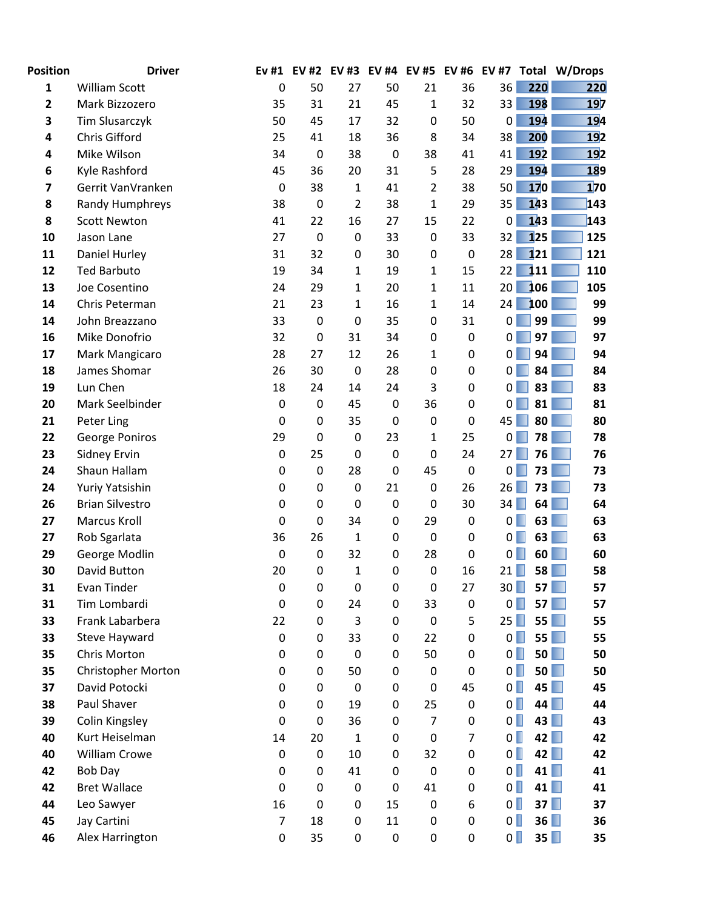| Position | Driver | Ev #1 | EV #2 | EV #3 | EV #4 | EV #5 | EV #6 | EV #7 | Total | W/Drops |
|---|---|---|---|---|---|---|---|---|---|---|
| 1 | William Scott | 0 | 50 | 27 | 50 | 21 | 36 | 36 | 220 | 220 |
| 2 | Mark Bizzozero | 35 | 31 | 21 | 45 | 1 | 32 | 33 | 198 | 197 |
| 3 | Tim Slusarczyk | 50 | 45 | 17 | 32 | 0 | 50 | 0 | 194 | 194 |
| 4 | Chris Gifford | 25 | 41 | 18 | 36 | 8 | 34 | 38 | 200 | 192 |
| 4 | Mike Wilson | 34 | 0 | 38 | 0 | 38 | 41 | 41 | 192 | 192 |
| 6 | Kyle Rashford | 45 | 36 | 20 | 31 | 5 | 28 | 29 | 194 | 189 |
| 7 | Gerrit VanVranken | 0 | 38 | 1 | 41 | 2 | 38 | 50 | 170 | 170 |
| 8 | Randy Humphreys | 38 | 0 | 2 | 38 | 1 | 29 | 35 | 143 | 143 |
| 8 | Scott Newton | 41 | 22 | 16 | 27 | 15 | 22 | 0 | 143 | 143 |
| 10 | Jason Lane | 27 | 0 | 0 | 33 | 0 | 33 | 32 | 125 | 125 |
| 11 | Daniel Hurley | 31 | 32 | 0 | 30 | 0 | 0 | 28 | 121 | 121 |
| 12 | Ted Barbuto | 19 | 34 | 1 | 19 | 1 | 15 | 22 | 111 | 110 |
| 13 | Joe Cosentino | 24 | 29 | 1 | 20 | 1 | 11 | 20 | 106 | 105 |
| 14 | Chris Peterman | 21 | 23 | 1 | 16 | 1 | 14 | 24 | 100 | 99 |
| 14 | John Breazzano | 33 | 0 | 0 | 35 | 0 | 31 | 0 | 99 | 99 |
| 16 | Mike Donofrio | 32 | 0 | 31 | 34 | 0 | 0 | 0 | 97 | 97 |
| 17 | Mark Mangicaro | 28 | 27 | 12 | 26 | 1 | 0 | 0 | 94 | 94 |
| 18 | James Shomar | 26 | 30 | 0 | 28 | 0 | 0 | 0 | 84 | 84 |
| 19 | Lun Chen | 18 | 24 | 14 | 24 | 3 | 0 | 0 | 83 | 83 |
| 20 | Mark Seelbinder | 0 | 0 | 45 | 0 | 36 | 0 | 0 | 81 | 81 |
| 21 | Peter Ling | 0 | 0 | 35 | 0 | 0 | 0 | 45 | 80 | 80 |
| 22 | George Poniros | 29 | 0 | 0 | 23 | 1 | 25 | 0 | 78 | 78 |
| 23 | Sidney Ervin | 0 | 25 | 0 | 0 | 0 | 24 | 27 | 76 | 76 |
| 24 | Shaun Hallam | 0 | 0 | 28 | 0 | 45 | 0 | 0 | 73 | 73 |
| 24 | Yuriy Yatsishin | 0 | 0 | 0 | 21 | 0 | 26 | 26 | 73 | 73 |
| 26 | Brian Silvestro | 0 | 0 | 0 | 0 | 0 | 30 | 34 | 64 | 64 |
| 27 | Marcus Kroll | 0 | 0 | 34 | 0 | 29 | 0 | 0 | 63 | 63 |
| 27 | Rob Sgarlata | 36 | 26 | 1 | 0 | 0 | 0 | 0 | 63 | 63 |
| 29 | George Modlin | 0 | 0 | 32 | 0 | 28 | 0 | 0 | 60 | 60 |
| 30 | David Button | 20 | 0 | 1 | 0 | 0 | 16 | 21 | 58 | 58 |
| 31 | Evan Tinder | 0 | 0 | 0 | 0 | 0 | 27 | 30 | 57 | 57 |
| 31 | Tim Lombardi | 0 | 0 | 24 | 0 | 33 | 0 | 0 | 57 | 57 |
| 33 | Frank Labarbera | 22 | 0 | 3 | 0 | 0 | 5 | 25 | 55 | 55 |
| 33 | Steve Hayward | 0 | 0 | 33 | 0 | 22 | 0 | 0 | 55 | 55 |
| 35 | Chris Morton | 0 | 0 | 0 | 0 | 50 | 0 | 0 | 50 | 50 |
| 35 | Christopher Morton | 0 | 0 | 50 | 0 | 0 | 0 | 0 | 50 | 50 |
| 37 | David Potocki | 0 | 0 | 0 | 0 | 0 | 45 | 0 | 45 | 45 |
| 38 | Paul Shaver | 0 | 0 | 19 | 0 | 25 | 0 | 0 | 44 | 44 |
| 39 | Colin Kingsley | 0 | 0 | 36 | 0 | 7 | 0 | 0 | 43 | 43 |
| 40 | Kurt Heiselman | 14 | 20 | 1 | 0 | 0 | 7 | 0 | 42 | 42 |
| 40 | William Crowe | 0 | 0 | 10 | 0 | 32 | 0 | 0 | 42 | 42 |
| 42 | Bob Day | 0 | 0 | 41 | 0 | 0 | 0 | 0 | 41 | 41 |
| 42 | Bret Wallace | 0 | 0 | 0 | 0 | 41 | 0 | 0 | 41 | 41 |
| 44 | Leo Sawyer | 16 | 0 | 0 | 15 | 0 | 6 | 0 | 37 | 37 |
| 45 | Jay Cartini | 7 | 18 | 0 | 11 | 0 | 0 | 0 | 36 | 36 |
| 46 | Alex Harrington | 0 | 35 | 0 | 0 | 0 | 0 | 0 | 35 | 35 |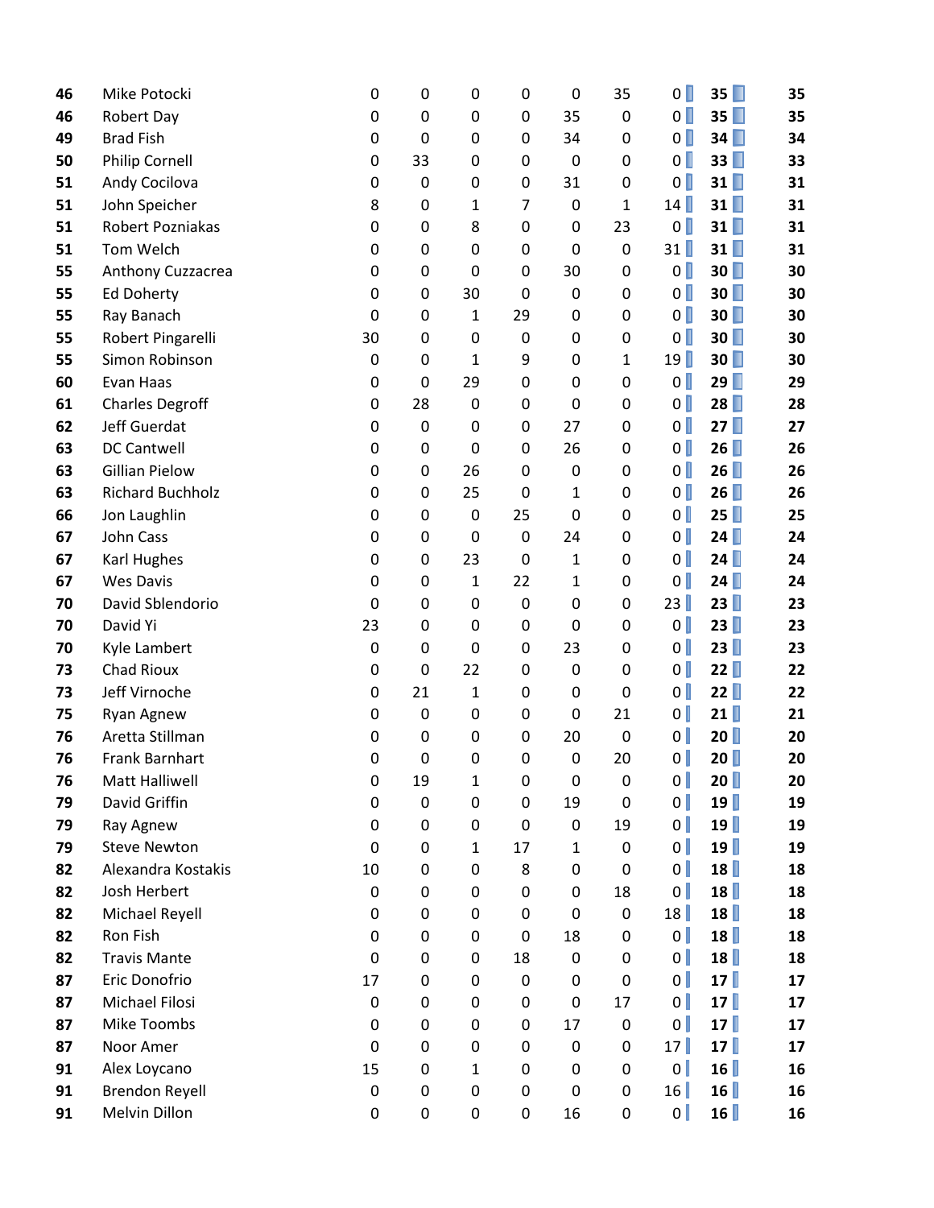| | | | | | | | | | | |
|---|---|---|---|---|---|---|---|---|---|---|
| **46** | Mike Potocki | 0 | 0 | 0 | 0 | 0 | 35 | 0 | **35** | **35** |
| **46** | Robert Day | 0 | 0 | 0 | 0 | 35 | 0 | 0 | **35** | **35** |
| **49** | Brad Fish | 0 | 0 | 0 | 0 | 34 | 0 | 0 | **34** | **34** |
| **50** | Philip Cornell | 0 | 33 | 0 | 0 | 0 | 0 | 0 | **33** | **33** |
| **51** | Andy Cocilova | 0 | 0 | 0 | 0 | 31 | 0 | 0 | **31** | **31** |
| **51** | John Speicher | 8 | 0 | 1 | 7 | 0 | 1 | 14 | **31** | **31** |
| **51** | Robert Pozniakas | 0 | 0 | 8 | 0 | 0 | 23 | 0 | **31** | **31** |
| **51** | Tom Welch | 0 | 0 | 0 | 0 | 0 | 0 | 31 | **31** | **31** |
| **55** | Anthony Cuzzacrea | 0 | 0 | 0 | 0 | 30 | 0 | 0 | **30** | **30** |
| **55** | Ed Doherty | 0 | 0 | 30 | 0 | 0 | 0 | 0 | **30** | **30** |
| **55** | Ray Banach | 0 | 0 | 1 | 29 | 0 | 0 | 0 | **30** | **30** |
| **55** | Robert Pingarelli | 30 | 0 | 0 | 0 | 0 | 0 | 0 | **30** | **30** |
| **55** | Simon Robinson | 0 | 0 | 1 | 9 | 0 | 1 | 19 | **30** | **30** |
| **60** | Evan Haas | 0 | 0 | 29 | 0 | 0 | 0 | 0 | **29** | **29** |
| **61** | Charles Degroff | 0 | 28 | 0 | 0 | 0 | 0 | 0 | **28** | **28** |
| **62** | Jeff Guerdat | 0 | 0 | 0 | 0 | 27 | 0 | 0 | **27** | **27** |
| **63** | DC Cantwell | 0 | 0 | 0 | 0 | 26 | 0 | 0 | **26** | **26** |
| **63** | Gillian Pielow | 0 | 0 | 26 | 0 | 0 | 0 | 0 | **26** | **26** |
| **63** | Richard Buchholz | 0 | 0 | 25 | 0 | 1 | 0 | 0 | **26** | **26** |
| **66** | Jon Laughlin | 0 | 0 | 0 | 25 | 0 | 0 | 0 | **25** | **25** |
| **67** | John Cass | 0 | 0 | 0 | 0 | 24 | 0 | 0 | **24** | **24** |
| **67** | Karl Hughes | 0 | 0 | 23 | 0 | 1 | 0 | 0 | **24** | **24** |
| **67** | Wes Davis | 0 | 0 | 1 | 22 | 1 | 0 | 0 | **24** | **24** |
| **70** | David Sblendorio | 0 | 0 | 0 | 0 | 0 | 0 | 23 | **23** | **23** |
| **70** | David Yi | 23 | 0 | 0 | 0 | 0 | 0 | 0 | **23** | **23** |
| **70** | Kyle Lambert | 0 | 0 | 0 | 0 | 23 | 0 | 0 | **23** | **23** |
| **73** | Chad Rioux | 0 | 0 | 22 | 0 | 0 | 0 | 0 | **22** | **22** |
| **73** | Jeff Virnoche | 0 | 21 | 1 | 0 | 0 | 0 | 0 | **22** | **22** |
| **75** | Ryan Agnew | 0 | 0 | 0 | 0 | 0 | 21 | 0 | **21** | **21** |
| **76** | Aretta Stillman | 0 | 0 | 0 | 0 | 20 | 0 | 0 | **20** | **20** |
| **76** | Frank Barnhart | 0 | 0 | 0 | 0 | 0 | 20 | 0 | **20** | **20** |
| **76** | Matt Halliwell | 0 | 19 | 1 | 0 | 0 | 0 | 0 | **20** | **20** |
| **79** | David Griffin | 0 | 0 | 0 | 0 | 19 | 0 | 0 | **19** | **19** |
| **79** | Ray Agnew | 0 | 0 | 0 | 0 | 0 | 19 | 0 | **19** | **19** |
| **79** | Steve Newton | 0 | 0 | 1 | 17 | 1 | 0 | 0 | **19** | **19** |
| **82** | Alexandra Kostakis | 10 | 0 | 0 | 8 | 0 | 0 | 0 | **18** | **18** |
| **82** | Josh Herbert | 0 | 0 | 0 | 0 | 0 | 18 | 0 | **18** | **18** |
| **82** | Michael Reyell | 0 | 0 | 0 | 0 | 0 | 0 | 18 | **18** | **18** |
| **82** | Ron Fish | 0 | 0 | 0 | 0 | 18 | 0 | 0 | **18** | **18** |
| **82** | Travis Mante | 0 | 0 | 0 | 18 | 0 | 0 | 0 | **18** | **18** |
| **87** | Eric Donofrio | 17 | 0 | 0 | 0 | 0 | 0 | 0 | **17** | **17** |
| **87** | Michael Filosi | 0 | 0 | 0 | 0 | 0 | 17 | 0 | **17** | **17** |
| **87** | Mike Toombs | 0 | 0 | 0 | 0 | 17 | 0 | 0 | **17** | **17** |
| **87** | Noor Amer | 0 | 0 | 0 | 0 | 0 | 0 | 17 | **17** | **17** |
| **91** | Alex Loycano | 15 | 0 | 1 | 0 | 0 | 0 | 0 | **16** | **16** |
| **91** | Brendon Reyell | 0 | 0 | 0 | 0 | 0 | 0 | 16 | **16** | **16** |
| **91** | Melvin Dillon | 0 | 0 | 0 | 0 | 16 | 0 | 0 | **16** | **16** |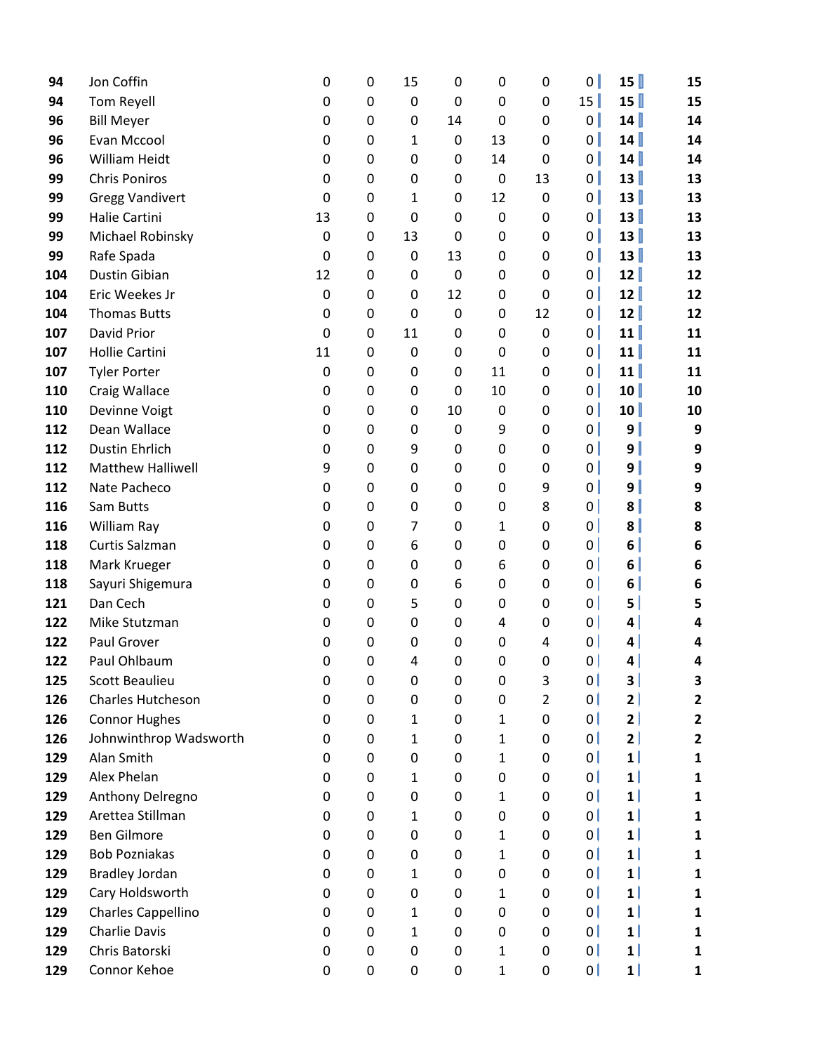| | | | | | | | | | | |
|---|---|---|---|---|---|---|---|---|---|---|
| **94** | Jon Coffin | 0 | 0 | 15 | 0 | 0 | 0 | 0 | **15** | **15** |
| **94** | Tom Reyell | 0 | 0 | 0 | 0 | 0 | 0 | 15 | **15** | **15** |
| **96** | Bill Meyer | 0 | 0 | 0 | 14 | 0 | 0 | 0 | **14** | **14** |
| **96** | Evan Mccool | 0 | 0 | 1 | 0 | 13 | 0 | 0 | **14** | **14** |
| **96** | William Heidt | 0 | 0 | 0 | 0 | 14 | 0 | 0 | **14** | **14** |
| **99** | Chris Poniros | 0 | 0 | 0 | 0 | 0 | 13 | 0 | **13** | **13** |
| **99** | Gregg Vandivert | 0 | 0 | 1 | 0 | 12 | 0 | 0 | **13** | **13** |
| **99** | Halie Cartini | 13 | 0 | 0 | 0 | 0 | 0 | 0 | **13** | **13** |
| **99** | Michael Robinsky | 0 | 0 | 13 | 0 | 0 | 0 | 0 | **13** | **13** |
| **99** | Rafe Spada | 0 | 0 | 0 | 13 | 0 | 0 | 0 | **13** | **13** |
| **104** | Dustin Gibian | 12 | 0 | 0 | 0 | 0 | 0 | 0 | **12** | **12** |
| **104** | Eric Weekes Jr | 0 | 0 | 0 | 12 | 0 | 0 | 0 | **12** | **12** |
| **104** | Thomas Butts | 0 | 0 | 0 | 0 | 0 | 12 | 0 | **12** | **12** |
| **107** | David Prior | 0 | 0 | 11 | 0 | 0 | 0 | 0 | **11** | **11** |
| **107** | Hollie Cartini | 11 | 0 | 0 | 0 | 0 | 0 | 0 | **11** | **11** |
| **107** | Tyler Porter | 0 | 0 | 0 | 0 | 11 | 0 | 0 | **11** | **11** |
| **110** | Craig Wallace | 0 | 0 | 0 | 0 | 10 | 0 | 0 | **10** | **10** |
| **110** | Devinne Voigt | 0 | 0 | 0 | 10 | 0 | 0 | 0 | **10** | **10** |
| **112** | Dean Wallace | 0 | 0 | 0 | 0 | 9 | 0 | 0 | **9** | **9** |
| **112** | Dustin Ehrlich | 0 | 0 | 9 | 0 | 0 | 0 | 0 | **9** | **9** |
| **112** | Matthew Halliwell | 9 | 0 | 0 | 0 | 0 | 0 | 0 | **9** | **9** |
| **112** | Nate Pacheco | 0 | 0 | 0 | 0 | 0 | 9 | 0 | **9** | **9** |
| **116** | Sam Butts | 0 | 0 | 0 | 0 | 0 | 8 | 0 | **8** | **8** |
| **116** | William Ray | 0 | 0 | 7 | 0 | 1 | 0 | 0 | **8** | **8** |
| **118** | Curtis Salzman | 0 | 0 | 6 | 0 | 0 | 0 | 0 | **6** | **6** |
| **118** | Mark Krueger | 0 | 0 | 0 | 0 | 6 | 0 | 0 | **6** | **6** |
| **118** | Sayuri Shigemura | 0 | 0 | 0 | 6 | 0 | 0 | 0 | **6** | **6** |
| **121** | Dan Cech | 0 | 0 | 5 | 0 | 0 | 0 | 0 | **5** | **5** |
| **122** | Mike Stutzman | 0 | 0 | 0 | 0 | 4 | 0 | 0 | **4** | **4** |
| **122** | Paul Grover | 0 | 0 | 0 | 0 | 0 | 4 | 0 | **4** | **4** |
| **122** | Paul Ohlbaum | 0 | 0 | 4 | 0 | 0 | 0 | 0 | **4** | **4** |
| **125** | Scott Beaulieu | 0 | 0 | 0 | 0 | 0 | 3 | 0 | **3** | **3** |
| **126** | Charles Hutcheson | 0 | 0 | 0 | 0 | 0 | 2 | 0 | **2** | **2** |
| **126** | Connor Hughes | 0 | 0 | 1 | 0 | 1 | 0 | 0 | **2** | **2** |
| **126** | Johnwinthrop Wadsworth | 0 | 0 | 1 | 0 | 1 | 0 | 0 | **2** | **2** |
| **129** | Alan Smith | 0 | 0 | 0 | 0 | 1 | 0 | 0 | **1** | **1** |
| **129** | Alex Phelan | 0 | 0 | 1 | 0 | 0 | 0 | 0 | **1** | **1** |
| **129** | Anthony Delregno | 0 | 0 | 0 | 0 | 1 | 0 | 0 | **1** | **1** |
| **129** | Arettea Stillman | 0 | 0 | 1 | 0 | 0 | 0 | 0 | **1** | **1** |
| **129** | Ben Gilmore | 0 | 0 | 0 | 0 | 1 | 0 | 0 | **1** | **1** |
| **129** | Bob Pozniakas | 0 | 0 | 0 | 0 | 1 | 0 | 0 | **1** | **1** |
| **129** | Bradley Jordan | 0 | 0 | 1 | 0 | 0 | 0 | 0 | **1** | **1** |
| **129** | Cary Holdsworth | 0 | 0 | 0 | 0 | 1 | 0 | 0 | **1** | **1** |
| **129** | Charles Cappellino | 0 | 0 | 1 | 0 | 0 | 0 | 0 | **1** | **1** |
| **129** | Charlie Davis | 0 | 0 | 1 | 0 | 0 | 0 | 0 | **1** | **1** |
| **129** | Chris Batorski | 0 | 0 | 0 | 0 | 1 | 0 | 0 | **1** | **1** |
| **129** | Connor Kehoe | 0 | 0 | 0 | 0 | 1 | 0 | 0 | **1** | **1** |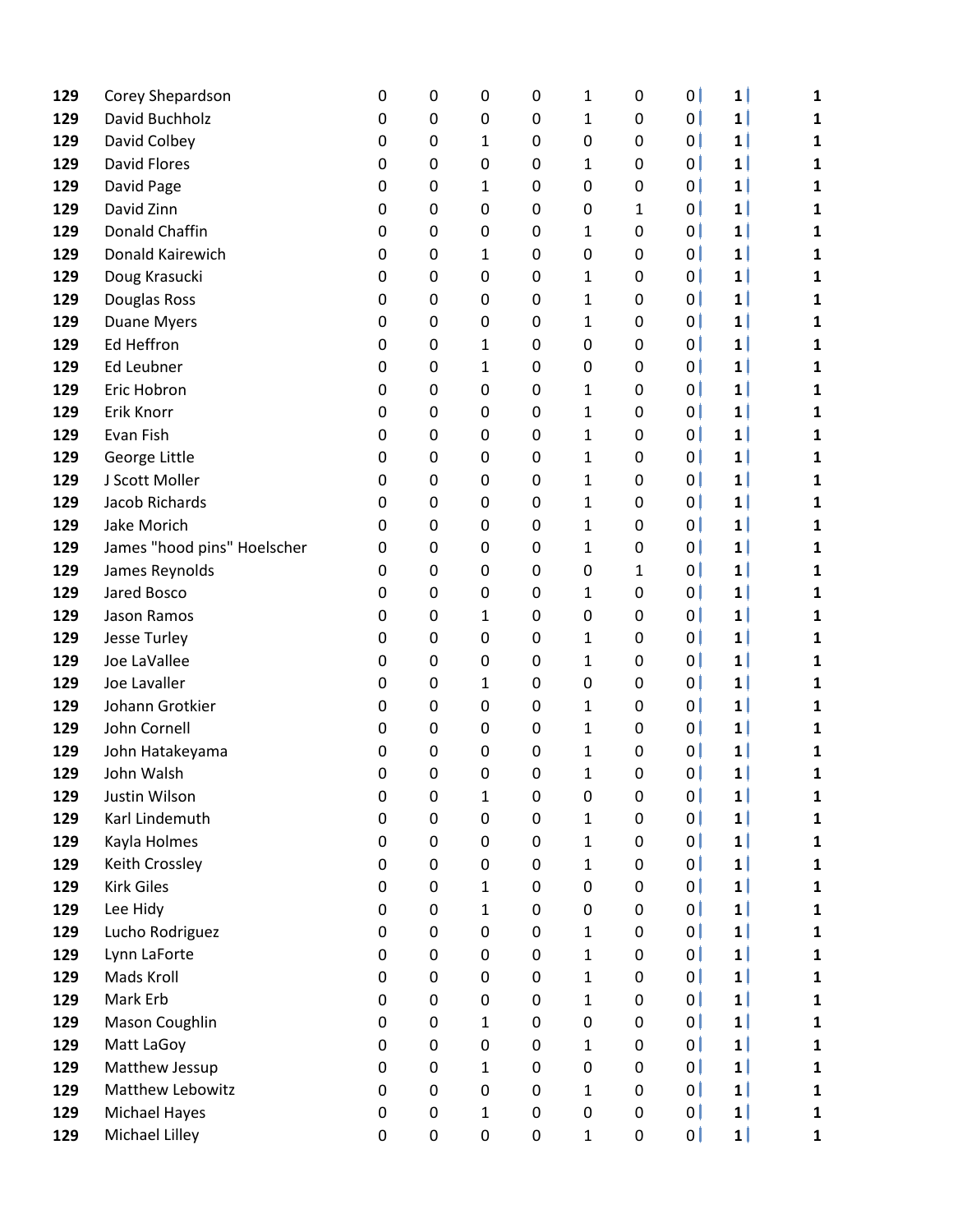| | | | | | | | | | | |
|---|---|---|---|---|---|---|---|---|---|---|
| **129** | Corey Shepardson | 0 | 0 | 0 | 0 | 1 | 0 | 0 | **1** | **1** |
| **129** | David Buchholz | 0 | 0 | 0 | 0 | 1 | 0 | 0 | **1** | **1** |
| **129** | David Colbey | 0 | 0 | 1 | 0 | 0 | 0 | 0 | **1** | **1** |
| **129** | David Flores | 0 | 0 | 0 | 0 | 1 | 0 | 0 | **1** | **1** |
| **129** | David Page | 0 | 0 | 1 | 0 | 0 | 0 | 0 | **1** | **1** |
| **129** | David Zinn | 0 | 0 | 0 | 0 | 0 | 1 | 0 | **1** | **1** |
| **129** | Donald Chaffin | 0 | 0 | 0 | 0 | 1 | 0 | 0 | **1** | **1** |
| **129** | Donald Kairewich | 0 | 0 | 1 | 0 | 0 | 0 | 0 | **1** | **1** |
| **129** | Doug Krasucki | 0 | 0 | 0 | 0 | 1 | 0 | 0 | **1** | **1** |
| **129** | Douglas Ross | 0 | 0 | 0 | 0 | 1 | 0 | 0 | **1** | **1** |
| **129** | Duane Myers | 0 | 0 | 0 | 0 | 1 | 0 | 0 | **1** | **1** |
| **129** | Ed Heffron | 0 | 0 | 1 | 0 | 0 | 0 | 0 | **1** | **1** |
| **129** | Ed Leubner | 0 | 0 | 1 | 0 | 0 | 0 | 0 | **1** | **1** |
| **129** | Eric Hobron | 0 | 0 | 0 | 0 | 1 | 0 | 0 | **1** | **1** |
| **129** | Erik Knorr | 0 | 0 | 0 | 0 | 1 | 0 | 0 | **1** | **1** |
| **129** | Evan Fish | 0 | 0 | 0 | 0 | 1 | 0 | 0 | **1** | **1** |
| **129** | George Little | 0 | 0 | 0 | 0 | 1 | 0 | 0 | **1** | **1** |
| **129** | J Scott Moller | 0 | 0 | 0 | 0 | 1 | 0 | 0 | **1** | **1** |
| **129** | Jacob Richards | 0 | 0 | 0 | 0 | 1 | 0 | 0 | **1** | **1** |
| **129** | Jake Morich | 0 | 0 | 0 | 0 | 1 | 0 | 0 | **1** | **1** |
| **129** | James "hood pins" Hoelscher | 0 | 0 | 0 | 0 | 1 | 0 | 0 | **1** | **1** |
| **129** | James Reynolds | 0 | 0 | 0 | 0 | 0 | 1 | 0 | **1** | **1** |
| **129** | Jared Bosco | 0 | 0 | 0 | 0 | 1 | 0 | 0 | **1** | **1** |
| **129** | Jason Ramos | 0 | 0 | 1 | 0 | 0 | 0 | 0 | **1** | **1** |
| **129** | Jesse Turley | 0 | 0 | 0 | 0 | 1 | 0 | 0 | **1** | **1** |
| **129** | Joe LaVallee | 0 | 0 | 0 | 0 | 1 | 0 | 0 | **1** | **1** |
| **129** | Joe Lavaller | 0 | 0 | 1 | 0 | 0 | 0 | 0 | **1** | **1** |
| **129** | Johann Grotkier | 0 | 0 | 0 | 0 | 1 | 0 | 0 | **1** | **1** |
| **129** | John Cornell | 0 | 0 | 0 | 0 | 1 | 0 | 0 | **1** | **1** |
| **129** | John Hatakeyama | 0 | 0 | 0 | 0 | 1 | 0 | 0 | **1** | **1** |
| **129** | John Walsh | 0 | 0 | 0 | 0 | 1 | 0 | 0 | **1** | **1** |
| **129** | Justin Wilson | 0 | 0 | 1 | 0 | 0 | 0 | 0 | **1** | **1** |
| **129** | Karl Lindemuth | 0 | 0 | 0 | 0 | 1 | 0 | 0 | **1** | **1** |
| **129** | Kayla Holmes | 0 | 0 | 0 | 0 | 1 | 0 | 0 | **1** | **1** |
| **129** | Keith Crossley | 0 | 0 | 0 | 0 | 1 | 0 | 0 | **1** | **1** |
| **129** | Kirk Giles | 0 | 0 | 1 | 0 | 0 | 0 | 0 | **1** | **1** |
| **129** | Lee Hidy | 0 | 0 | 1 | 0 | 0 | 0 | 0 | **1** | **1** |
| **129** | Lucho Rodriguez | 0 | 0 | 0 | 0 | 1 | 0 | 0 | **1** | **1** |
| **129** | Lynn LaForte | 0 | 0 | 0 | 0 | 1 | 0 | 0 | **1** | **1** |
| **129** | Mads Kroll | 0 | 0 | 0 | 0 | 1 | 0 | 0 | **1** | **1** |
| **129** | Mark Erb | 0 | 0 | 0 | 0 | 1 | 0 | 0 | **1** | **1** |
| **129** | Mason Coughlin | 0 | 0 | 1 | 0 | 0 | 0 | 0 | **1** | **1** |
| **129** | Matt LaGoy | 0 | 0 | 0 | 0 | 1 | 0 | 0 | **1** | **1** |
| **129** | Matthew Jessup | 0 | 0 | 1 | 0 | 0 | 0 | 0 | **1** | **1** |
| **129** | Matthew Lebowitz | 0 | 0 | 0 | 0 | 1 | 0 | 0 | **1** | **1** |
| **129** | Michael Hayes | 0 | 0 | 1 | 0 | 0 | 0 | 0 | **1** | **1** |
| **129** | Michael Lilley | 0 | 0 | 0 | 0 | 1 | 0 | 0 | **1** | **1** |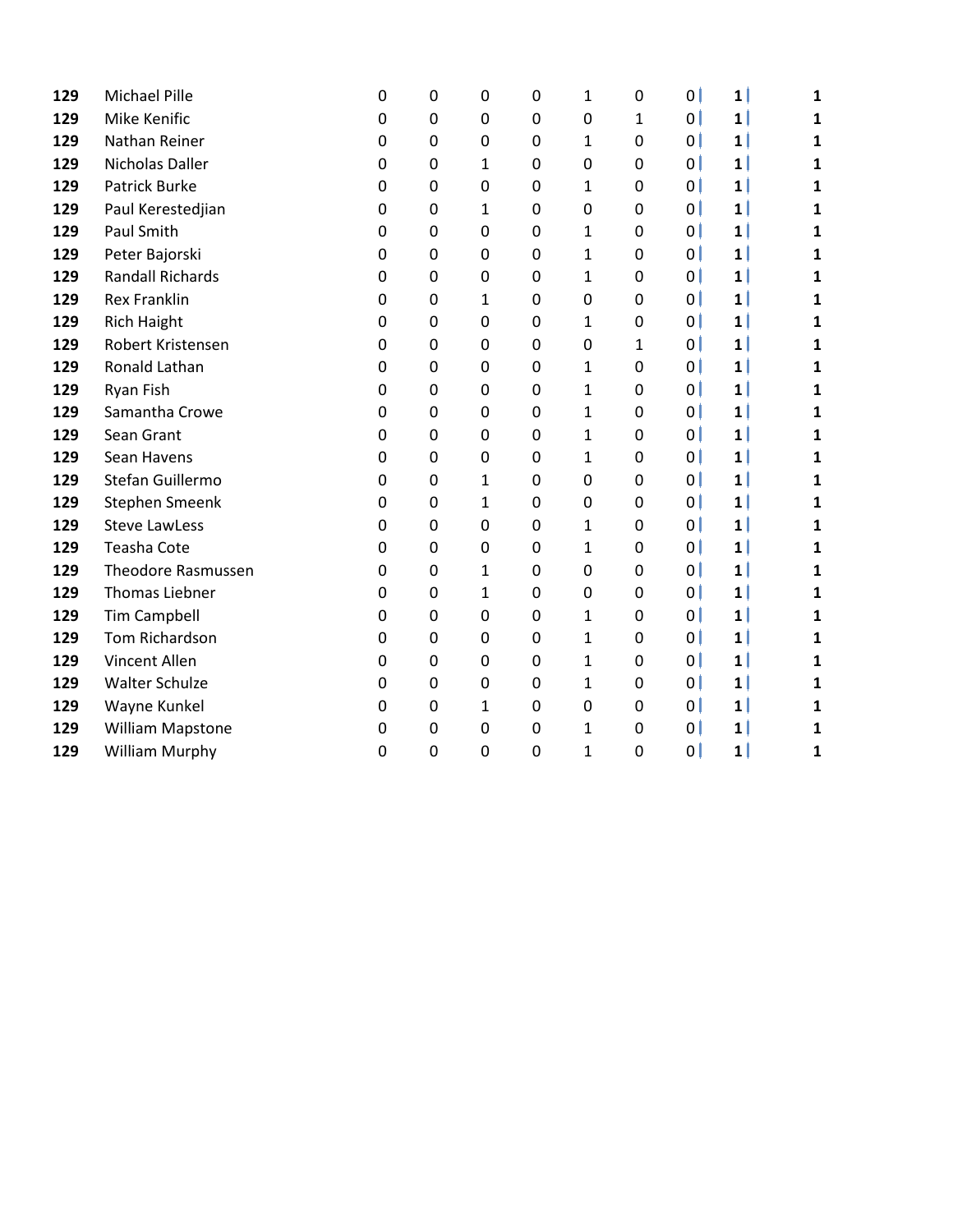| | | | | | | | | | | |
|---|---|---|---|---|---|---|---|---|---|---|
| **129** | Michael Pille | 0 | 0 | 0 | 0 | 1 | 0 | 0 | **1** | **1** |
| **129** | Mike Kenific | 0 | 0 | 0 | 0 | 0 | 1 | 0 | **1** | **1** |
| **129** | Nathan Reiner | 0 | 0 | 0 | 0 | 1 | 0 | 0 | **1** | **1** |
| **129** | Nicholas Daller | 0 | 0 | 1 | 0 | 0 | 0 | 0 | **1** | **1** |
| **129** | Patrick Burke | 0 | 0 | 0 | 0 | 1 | 0 | 0 | **1** | **1** |
| **129** | Paul Kerestedjian | 0 | 0 | 1 | 0 | 0 | 0 | 0 | **1** | **1** |
| **129** | Paul Smith | 0 | 0 | 0 | 0 | 1 | 0 | 0 | **1** | **1** |
| **129** | Peter Bajorski | 0 | 0 | 0 | 0 | 1 | 0 | 0 | **1** | **1** |
| **129** | Randall Richards | 0 | 0 | 0 | 0 | 1 | 0 | 0 | **1** | **1** |
| **129** | Rex Franklin | 0 | 0 | 1 | 0 | 0 | 0 | 0 | **1** | **1** |
| **129** | Rich Haight | 0 | 0 | 0 | 0 | 1 | 0 | 0 | **1** | **1** |
| **129** | Robert Kristensen | 0 | 0 | 0 | 0 | 0 | 1 | 0 | **1** | **1** |
| **129** | Ronald Lathan | 0 | 0 | 0 | 0 | 1 | 0 | 0 | **1** | **1** |
| **129** | Ryan Fish | 0 | 0 | 0 | 0 | 1 | 0 | 0 | **1** | **1** |
| **129** | Samantha Crowe | 0 | 0 | 0 | 0 | 1 | 0 | 0 | **1** | **1** |
| **129** | Sean Grant | 0 | 0 | 0 | 0 | 1 | 0 | 0 | **1** | **1** |
| **129** | Sean Havens | 0 | 0 | 0 | 0 | 1 | 0 | 0 | **1** | **1** |
| **129** | Stefan Guillermo | 0 | 0 | 1 | 0 | 0 | 0 | 0 | **1** | **1** |
| **129** | Stephen Smeenk | 0 | 0 | 1 | 0 | 0 | 0 | 0 | **1** | **1** |
| **129** | Steve LawLess | 0 | 0 | 0 | 0 | 1 | 0 | 0 | **1** | **1** |
| **129** | Teasha Cote | 0 | 0 | 0 | 0 | 1 | 0 | 0 | **1** | **1** |
| **129** | Theodore Rasmussen | 0 | 0 | 1 | 0 | 0 | 0 | 0 | **1** | **1** |
| **129** | Thomas Liebner | 0 | 0 | 1 | 0 | 0 | 0 | 0 | **1** | **1** |
| **129** | Tim Campbell | 0 | 0 | 0 | 0 | 1 | 0 | 0 | **1** | **1** |
| **129** | Tom Richardson | 0 | 0 | 0 | 0 | 1 | 0 | 0 | **1** | **1** |
| **129** | Vincent Allen | 0 | 0 | 0 | 0 | 1 | 0 | 0 | **1** | **1** |
| **129** | Walter Schulze | 0 | 0 | 0 | 0 | 1 | 0 | 0 | **1** | **1** |
| **129** | Wayne Kunkel | 0 | 0 | 1 | 0 | 0 | 0 | 0 | **1** | **1** |
| **129** | William Mapstone | 0 | 0 | 0 | 0 | 1 | 0 | 0 | **1** | **1** |
| **129** | William Murphy | 0 | 0 | 0 | 0 | 1 | 0 | 0 | **1** | **1** |